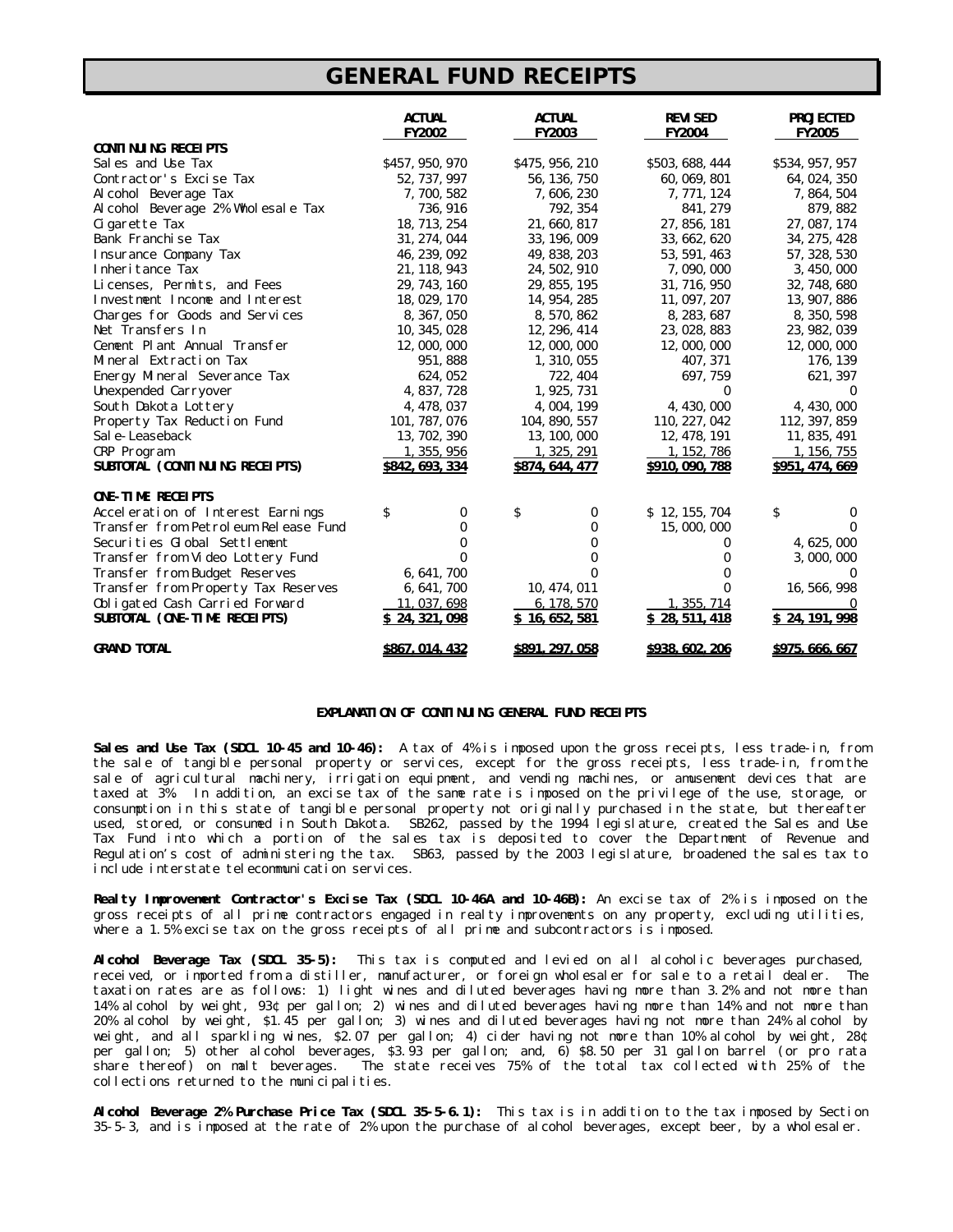# GENERAL FUND RECEIPTS

| | ACTUAL FY2002 | ACTUAL FY2003 | REVISED FY2004 | PROJECTED FY2005 |
|---|---|---|---|---|
| **CONTINUING RECEIPTS** | | | | |
| Sales and Use Tax | $457,950,970 | $475,956,210 | $503,688,444 | $534,957,957 |
| Contractor's Excise Tax | 52,737,997 | 56,136,750 | 60,069,801 | 64,024,350 |
| Alcohol Beverage Tax | 7,700,582 | 7,606,230 | 7,771,124 | 7,864,504 |
| Alcohol Beverage 2% Wholesale Tax | 736,916 | 792,354 | 841,279 | 879,882 |
| Cigarette Tax | 18,713,254 | 21,660,817 | 27,856,181 | 27,087,174 |
| Bank Franchise Tax | 31,274,044 | 33,196,009 | 33,662,620 | 34,275,428 |
| Insurance Company Tax | 46,239,092 | 49,838,203 | 53,591,463 | 57,328,530 |
| Inheritance Tax | 21,118,943 | 24,502,910 | 7,090,000 | 3,450,000 |
| Licenses, Permits, and Fees | 29,743,160 | 29,855,195 | 31,716,950 | 32,748,680 |
| Investment Income and Interest | 18,029,170 | 14,954,285 | 11,097,207 | 13,907,886 |
| Charges for Goods and Services | 8,367,050 | 8,570,862 | 8,283,687 | 8,350,598 |
| Net Transfers In | 10,345,028 | 12,296,414 | 23,028,883 | 23,982,039 |
| Cement Plant Annual Transfer | 12,000,000 | 12,000,000 | 12,000,000 | 12,000,000 |
| Mineral Extraction Tax | 951,888 | 1,310,055 | 407,371 | 176,139 |
| Energy Mineral Severance Tax | 624,052 | 722,404 | 697,759 | 621,397 |
| Unexpended Carryover | 4,837,728 | 1,925,731 | 0 | 0 |
| South Dakota Lottery | 4,478,037 | 4,004,199 | 4,430,000 | 4,430,000 |
| Property Tax Reduction Fund | 101,787,076 | 104,890,557 | 110,227,042 | 112,397,859 |
| Sale-Leaseback | 13,702,390 | 13,100,000 | 12,478,191 | 11,835,491 |
| CRP Program | 1,355,956 | 1,325,291 | 1,152,786 | 1,156,755 |
| **SUBTOTAL (CONTINUING RECEIPTS)** | **$842,693,334** | **$874,644,477** | **$910,090,788** | **$951,474,669** |
| **ONE-TIME RECEIPTS** | | | | |
| Acceleration of Interest Earnings | $ 0 | $ 0 | $ 12,155,704 | $ 0 |
| Transfer from Petroleum Release Fund | 0 | 0 | 15,000,000 | 0 |
| Securities Global Settlement | 0 | 0 | 0 | 4,625,000 |
| Transfer from Video Lottery Fund | 0 | 0 | 0 | 3,000,000 |
| Transfer from Budget Reserves | 6,641,700 | 0 | 0 | 0 |
| Transfer from Property Tax Reserves | 6,641,700 | 10,474,011 | 0 | 16,566,998 |
| Obligated Cash Carried Forward | 11,037,698 | 6,178,570 | 1,355,714 | 0 |
| **SUBTOTAL (ONE-TIME RECEIPTS)** | **$ 24,321,098** | **$ 16,652,581** | **$ 28,511,418** | **$ 24,191,998** |
| **GRAND TOTAL** | **$867,014,432** | **$891,297,058** | **$938,602,206** | **$975,666,667** |

## EXPLANATION OF CONTINUING GENERAL FUND RECEIPTS

**Sales and Use Tax (SDCL 10-45 and 10-46):** A tax of 4% is imposed upon the gross receipts, less trade-in, from the sale of tangible personal property or services, except for the gross receipts, less trade-in, from the sale of agricultural machinery, irrigation equipment, and vending machines, or amusement devices that are taxed at 3%. In addition, an excise tax of the same rate is imposed on the privilege of the use, storage, or consumption in this state of tangible personal property not originally purchased in the state, but thereafter used, stored, or consumed in South Dakota. SB262, passed by the 1994 legislature, created the Sales and Use Tax Fund into which a portion of the sales tax is deposited to cover the Department of Revenue and Regulation's cost of administering the tax. SB63, passed by the 2003 legislature, broadened the sales tax to include interstate telecommunication services.

**Realty Improvement Contractor's Excise Tax (SDCL 10-46A and 10-46B):** An excise tax of 2% is imposed on the gross receipts of all prime contractors engaged in realty improvements on any property, excluding utilities, where a 1.5% excise tax on the gross receipts of all prime and subcontractors is imposed.

**Alcohol Beverage Tax (SDCL 35-5):** This tax is computed and levied on all alcoholic beverages purchased, received, or imported from a distiller, manufacturer, or foreign wholesaler for sale to a retail dealer. The taxation rates are as follows: 1) light wines and diluted beverages having more than 3.2% and not more than 14% alcohol by weight, 93¢ per gallon; 2) wines and diluted beverages having more than 14% and not more than 20% alcohol by weight, $1.45 per gallon; 3) wines and diluted beverages having not more than 24% alcohol by weight, and all sparkling wines, $2.07 per gallon; 4) cider having not more than 10% alcohol by weight, 28¢ per gallon; 5) other alcohol beverages, $3.93 per gallon; and, 6) $8.50 per 31 gallon barrel (or pro rata share thereof) on malt beverages. The state receives 75% of the total tax collected with 25% of the collections returned to the municipalities.

**Alcohol Beverage 2% Purchase Price Tax (SDCL 35-5-6.1):** This tax is in addition to the tax imposed by Section 35-5-3, and is imposed at the rate of 2% upon the purchase of alcohol beverages, except beer, by a wholesaler.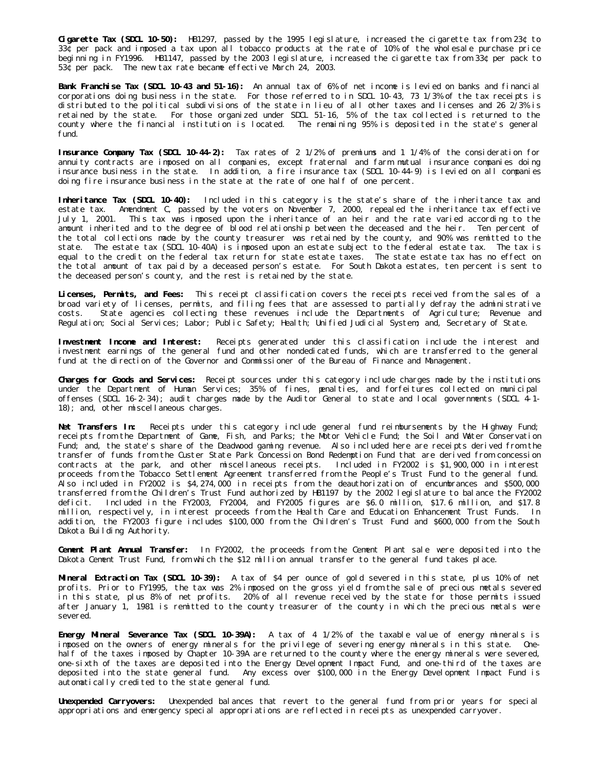**Cigarette Tax (SDCL 10-50):** HB1297, passed by the 1995 legislature, increased the cigarette tax from 23¢ to 33¢ per pack and imposed a tax upon all tobacco products at the rate of 10% of the wholesale purchase price beginning in FY1996. HB1147, passed by the 2003 legislature, increased the cigarette tax from 33¢ per pack to 53¢ per pack. The new tax rate became effective March 24, 2003.

**Bank Franchise Tax (SDCL 10-43 and 51-16):** An annual tax of 6% of net income is levied on banks and financial corporations doing business in the state. For those referred to in SDCL 10-43, 73 1/3% of the tax receipts is distributed to the political subdivisions of the state in lieu of all other taxes and licenses and 26 2/3% is retained by the state. For those organized under SDCL 51-16, 5% of the tax collected is returned to the county where the financial institution is located. The remaining 95% is deposited in the state's general fund.

**Insurance Company Tax (SDCL 10-44-2):** Tax rates of 2 1/2% of premiums and 1 1/4% of the consideration for annuity contracts are imposed on all companies, except fraternal and farm mutual insurance companies doing insurance business in the state. In addition, a fire insurance tax (SDCL 10-44-9) is levied on all companies doing fire insurance business in the state at the rate of one half of one percent.

**Inheritance Tax (SDCL 10-40):** Included in this category is the state's share of the inheritance tax and estate tax. Amendment C, passed by the voters on November 7, 2000, repealed the inheritance tax effective July 1, 2001. This tax was imposed upon the inheritance of an heir and the rate varied according to the amount inherited and to the degree of blood relationship between the deceased and the heir. Ten percent of the total collections made by the county treasurer was retained by the county, and 90% was remitted to the state. The estate tax (SDCL 10-40A) is imposed upon an estate subject to the federal estate tax. The tax is equal to the credit on the federal tax return for state estate taxes. The state estate tax has no effect on the total amount of tax paid by a deceased person's estate. For South Dakota estates, ten percent is sent to the deceased person's county, and the rest is retained by the state.

**Licenses, Permits, and Fees:** This receipt classification covers the receipts received from the sales of a broad variety of licenses, permits, and filing fees that are assessed to partially defray the administrative costs. State agencies collecting these revenues include the Departments of Agriculture; Revenue and Regulation; Social Services; Labor; Public Safety; Health; Unified Judicial System; and, Secretary of State.

**Investment Income and Interest:** Receipts generated under this classification include the interest and investment earnings of the general fund and other nondedicated funds, which are transferred to the general fund at the direction of the Governor and Commissioner of the Bureau of Finance and Management.

**Charges for Goods and Services:** Receipt sources under this category include charges made by the institutions under the Department of Human Services; 35% of fines, penalties, and forfeitures collected on municipal offenses (SDCL 16-2-34); audit charges made by the Auditor General to state and local governments (SDCL 4-1-18); and, other miscellaneous charges.

**Net Transfers In:** Receipts under this category include general fund reimbursements by the Highway Fund; receipts from the Department of Game, Fish, and Parks; the Motor Vehicle Fund; the Soil and Water Conservation Fund; and, the state's share of the Deadwood gaming revenue. Also included here are receipts derived from the transfer of funds from the Custer State Park Concession Bond Redemption Fund that are derived from concession contracts at the park, and other miscellaneous receipts. Included in FY2002 is $1,900,000 in interest proceeds from the Tobacco Settlement Agreement transferred from the People's Trust Fund to the general fund. Also included in FY2002 is $4,274,000 in receipts from the deauthorization of encumbrances and $500,000 transferred from the Children's Trust Fund authorized by HB1197 by the 2002 legislature to balance the FY2002 deficit. Included in the FY2003, FY2004, and FY2005 figures are $6.0 million, $17.6 million, and $17.8 million, respectively, in interest proceeds from the Health Care and Education Enhancement Trust Funds. In addition, the FY2003 figure includes $100,000 from the Children's Trust Fund and $600,000 from the South Dakota Building Authority.

**Cement Plant Annual Transfer:** In FY2002, the proceeds from the Cement Plant sale were deposited into the Dakota Cement Trust Fund, from which the $12 million annual transfer to the general fund takes place.

**Mineral Extraction Tax (SDCL 10-39):** A tax of $4 per ounce of gold severed in this state, plus 10% of net profits. Prior to FY1995, the tax was 2% imposed on the gross yield from the sale of precious metals severed in this state, plus 8% of net profits. 20% of all revenue received by the state for those permits issued after January 1, 1981 is remitted to the county treasurer of the county in which the precious metals were severed.

**Energy Mineral Severance Tax (SDCL 10-39A):** A tax of 4 1/2% of the taxable value of energy minerals is imposed on the owners of energy minerals for the privilege of severing energy minerals in this state. One-half of the taxes imposed by Chapter 10-39A are returned to the county where the energy minerals were severed, one-sixth of the taxes are deposited into the Energy Development Impact Fund, and one-third of the taxes are deposited into the state general fund. Any excess over $100,000 in the Energy Development Impact Fund is automatically credited to the state general fund.

**Unexpended Carryovers:** Unexpended balances that revert to the general fund from prior years for special appropriations and emergency special appropriations are reflected in receipts as unexpended carryover.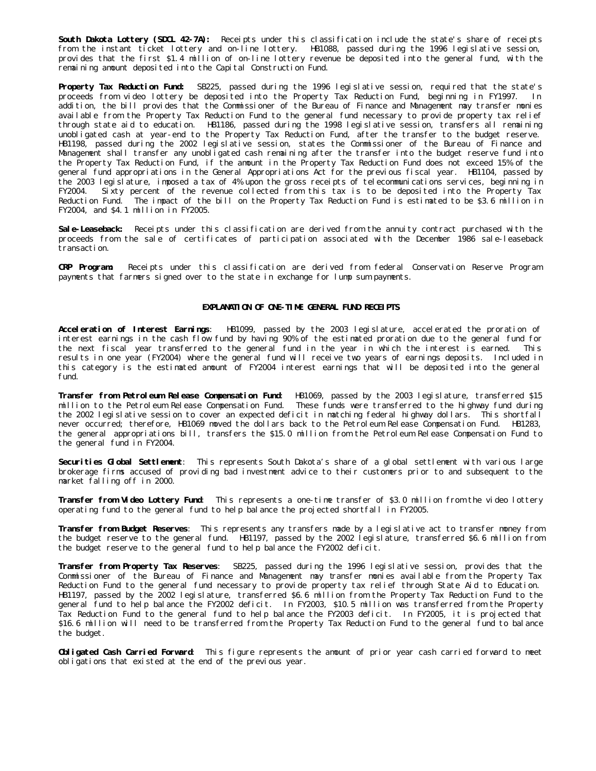**South Dakota Lottery (SDCL 42-7A):** Receipts under this classification include the state's share of receipts from the instant ticket lottery and on-line lottery. HB1088, passed during the 1996 legislative session, provides that the first $1.4 million of on-line lottery revenue be deposited into the general fund, with the remaining amount deposited into the Capital Construction Fund.

**Property Tax Reduction Fund:** SB225, passed during the 1996 legislative session, required that the state's proceeds from video lottery be deposited into the Property Tax Reduction Fund, beginning in FY1997. In addition, the bill provides that the Commissioner of the Bureau of Finance and Management may transfer monies available from the Property Tax Reduction Fund to the general fund necessary to provide property tax relief through state aid to education. HB1186, passed during the 1998 legislative session, transfers all remaining unobligated cash at year-end to the Property Tax Reduction Fund, after the transfer to the budget reserve. HB1198, passed during the 2002 legislative session, states the Commissioner of the Bureau of Finance and Management shall transfer any unobligated cash remaining after the transfer into the budget reserve fund into the Property Tax Reduction Fund, if the amount in the Property Tax Reduction Fund does not exceed 15% of the general fund appropriations in the General Appropriations Act for the previous fiscal year. HB1104, passed by the 2003 legislature, imposed a tax of 4% upon the gross receipts of telecommunications services, beginning in FY2004. Sixty percent of the revenue collected from this tax is to be deposited into the Property Tax Reduction Fund. The impact of the bill on the Property Tax Reduction Fund is estimated to be $3.6 million in FY2004, and $4.1 million in FY2005.

**Sale-Leaseback:** Receipts under this classification are derived from the annuity contract purchased with the proceeds from the sale of certificates of participation associated with the December 1986 sale-leaseback transaction.

**CRP Program:** Receipts under this classification are derived from federal Conservation Reserve Program payments that farmers signed over to the state in exchange for lump sum payments.

## EXPLANATION OF ONE-TIME GENERAL FUND RECEIPTS

**Acceleration of Interest Earnings**: HB1099, passed by the 2003 legislature, accelerated the proration of interest earnings in the cash flow fund by having 90% of the estimated proration due to the general fund for the next fiscal year transferred to the general fund in the year in which the interest is earned. This results in one year (FY2004) where the general fund will receive two years of earnings deposits. Included in this category is the estimated amount of FY2004 interest earnings that will be deposited into the general fund.

**Transfer from Petroleum Release Compensation Fund**: HB1069, passed by the 2003 legislature, transferred $15 million to the Petroleum Release Compensation Fund. These funds were transferred to the highway fund during the 2002 legislative session to cover an expected deficit in matching federal highway dollars. This shortfall never occurred; therefore, HB1069 moved the dollars back to the Petroleum Release Compensation Fund. HB1283, the general appropriations bill, transfers the $15.0 million from the Petroleum Release Compensation Fund to the general fund in FY2004.

**Securities Global Settlement**: This represents South Dakota's share of a global settlement with various large brokerage firms accused of providing bad investment advice to their customers prior to and subsequent to the market falling off in 2000.

**Transfer from Video Lottery Fund**: This represents a one-time transfer of $3.0 million from the video lottery operating fund to the general fund to help balance the projected shortfall in FY2005.

**Transfer from Budget Reserves**: This represents any transfers made by a legislative act to transfer money from the budget reserve to the general fund. HB1197, passed by the 2002 legislature, transferred $6.6 million from the budget reserve to the general fund to help balance the FY2002 deficit.

**Transfer from Property Tax Reserves**: SB225, passed during the 1996 legislative session, provides that the Commissioner of the Bureau of Finance and Management may transfer monies available from the Property Tax Reduction Fund to the general fund necessary to provide property tax relief through State Aid to Education. HB1197, passed by the 2002 legislature, transferred $6.6 million from the Property Tax Reduction Fund to the general fund to help balance the FY2002 deficit. In FY2003, $10.5 million was transferred from the Property Tax Reduction Fund to the general fund to help balance the FY2003 deficit. In FY2005, it is projected that $16.6 million will need to be transferred from the Property Tax Reduction Fund to the general fund to balance the budget.

**Obligated Cash Carried Forward**: This figure represents the amount of prior year cash carried forward to meet obligations that existed at the end of the previous year.